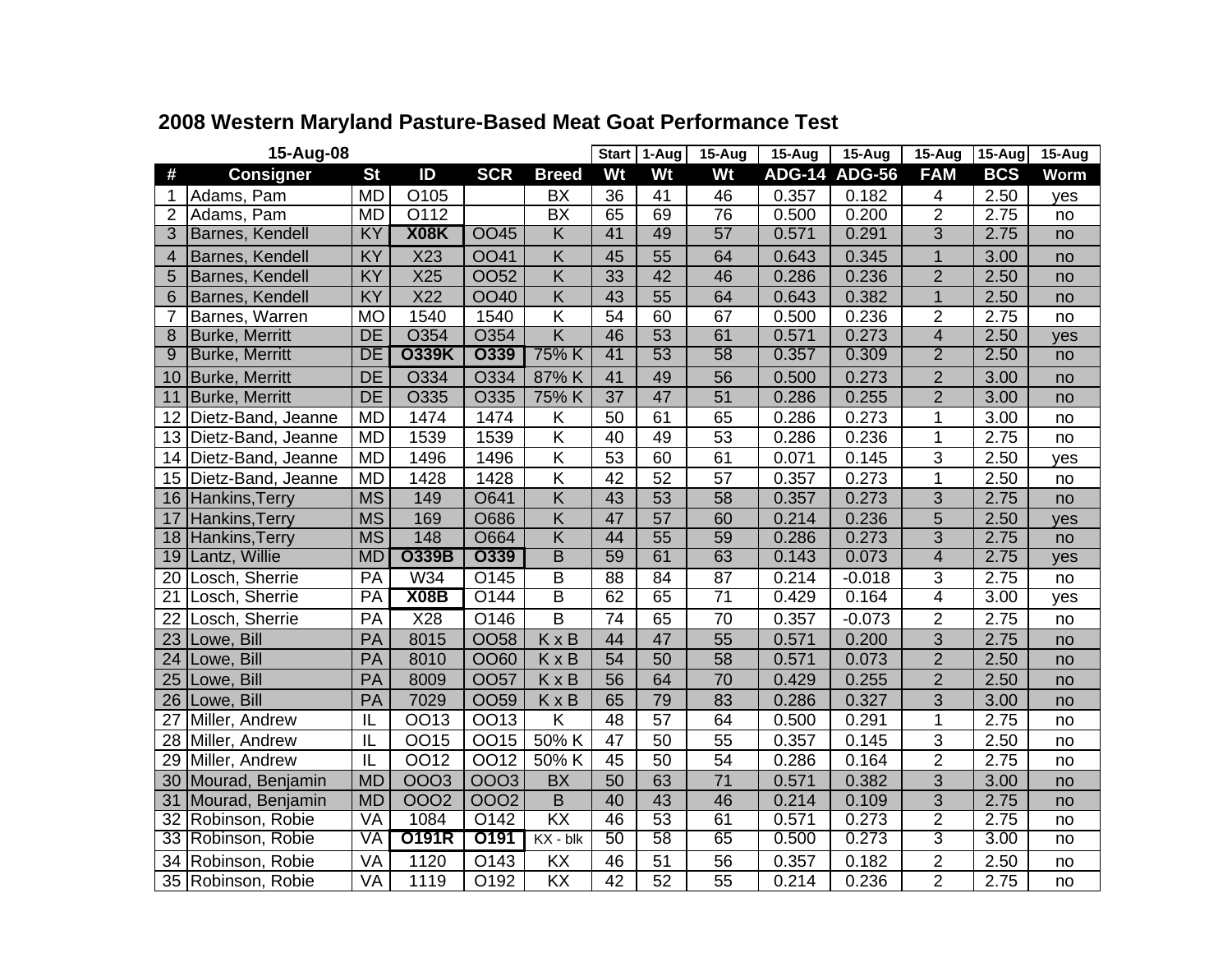# 2008 Western Maryland Pasture-Based Meat Goat Performance Test

| 15-Aug-08 | | | | | | Start | 1-Aug | 15-Aug | 15-Aug | 15-Aug | 15-Aug | 15-Aug | 15-Aug |
|---|---|---|---|---|---|---|---|---|---|---|---|---|---|
| **#** | **Consigner** | **St** | **ID** | **SCR** | **Breed** | **Wt** | **Wt** | **Wt** | **ADG-14** | **ADG-56** | **FAM** | **BCS** | **Worm** |
| 1 | Adams, Pam | MD | O105 | | BX | 36 | 41 | 46 | 0.357 | 0.182 | 4 | 2.50 | yes |
| 2 | Adams, Pam | MD | O112 | | BX | 65 | 69 | 76 | 0.500 | 0.200 | 2 | 2.75 | no |
| 3 | Barnes, Kendell | KY | **X08K** | OO45 | K | 41 | 49 | 57 | 0.571 | 0.291 | 3 | 2.75 | no |
| 4 | Barnes, Kendell | KY | X23 | OO41 | K | 45 | 55 | 64 | 0.643 | 0.345 | 1 | 3.00 | no |
| 5 | Barnes, Kendell | KY | X25 | OO52 | K | 33 | 42 | 46 | 0.286 | 0.236 | 2 | 2.50 | no |
| 6 | Barnes, Kendell | KY | X22 | OO40 | K | 43 | 55 | 64 | 0.643 | 0.382 | 1 | 2.50 | no |
| 7 | Barnes, Warren | MO | 1540 | 1540 | K | 54 | 60 | 67 | 0.500 | 0.236 | 2 | 2.75 | no |
| 8 | Burke, Merritt | DE | O354 | O354 | K | 46 | 53 | 61 | 0.571 | 0.273 | 4 | 2.50 | yes |
| 9 | Burke, Merritt | DE | **O339K** | **O339** | 75% K | 41 | 53 | 58 | 0.357 | 0.309 | 2 | 2.50 | no |
| 10 | Burke, Merritt | DE | O334 | O334 | 87% K | 41 | 49 | 56 | 0.500 | 0.273 | 2 | 3.00 | no |
| 11 | Burke, Merritt | DE | O335 | O335 | 75% K | 37 | 47 | 51 | 0.286 | 0.255 | 2 | 3.00 | no |
| 12 | Dietz-Band, Jeanne | MD | 1474 | 1474 | K | 50 | 61 | 65 | 0.286 | 0.273 | 1 | 3.00 | no |
| 13 | Dietz-Band, Jeanne | MD | 1539 | 1539 | K | 40 | 49 | 53 | 0.286 | 0.236 | 1 | 2.75 | no |
| 14 | Dietz-Band, Jeanne | MD | 1496 | 1496 | K | 53 | 60 | 61 | 0.071 | 0.145 | 3 | 2.50 | yes |
| 15 | Dietz-Band, Jeanne | MD | 1428 | 1428 | K | 42 | 52 | 57 | 0.357 | 0.273 | 1 | 2.50 | no |
| 16 | Hankins,Terry | MS | 149 | O641 | K | 43 | 53 | 58 | 0.357 | 0.273 | 3 | 2.75 | no |
| 17 | Hankins,Terry | MS | 169 | O686 | K | 47 | 57 | 60 | 0.214 | 0.236 | 5 | 2.50 | yes |
| 18 | Hankins,Terry | MS | 148 | O664 | K | 44 | 55 | 59 | 0.286 | 0.273 | 3 | 2.75 | no |
| 19 | Lantz, Willie | MD | **O339B** | **O339** | B | 59 | 61 | 63 | 0.143 | 0.073 | 4 | 2.75 | yes |
| 20 | Losch, Sherrie | PA | W34 | O145 | B | 88 | 84 | 87 | 0.214 | -0.018 | 3 | 2.75 | no |
| 21 | Losch, Sherrie | PA | **X08B** | O144 | B | 62 | 65 | 71 | 0.429 | 0.164 | 4 | 3.00 | yes |
| 22 | Losch, Sherrie | PA | X28 | O146 | B | 74 | 65 | 70 | 0.357 | -0.073 | 2 | 2.75 | no |
| 23 | Lowe, Bill | PA | 8015 | OO58 | K x B | 44 | 47 | 55 | 0.571 | 0.200 | 3 | 2.75 | no |
| 24 | Lowe, Bill | PA | 8010 | OO60 | K x B | 54 | 50 | 58 | 0.571 | 0.073 | 2 | 2.50 | no |
| 25 | Lowe, Bill | PA | 8009 | OO57 | K x B | 56 | 64 | 70 | 0.429 | 0.255 | 2 | 2.50 | no |
| 26 | Lowe, Bill | PA | 7029 | OO59 | K x B | 65 | 79 | 83 | 0.286 | 0.327 | 3 | 3.00 | no |
| 27 | Miller, Andrew | IL | OO13 | OO13 | K | 48 | 57 | 64 | 0.500 | 0.291 | 1 | 2.75 | no |
| 28 | Miller, Andrew | IL | OO15 | OO15 | 50% K | 47 | 50 | 55 | 0.357 | 0.145 | 3 | 2.50 | no |
| 29 | Miller, Andrew | IL | OO12 | OO12 | 50% K | 45 | 50 | 54 | 0.286 | 0.164 | 2 | 2.75 | no |
| 30 | Mourad, Benjamin | MD | OOO3 | OOO3 | BX | 50 | 63 | 71 | 0.571 | 0.382 | 3 | 3.00 | no |
| 31 | Mourad, Benjamin | MD | OOO2 | OOO2 | B | 40 | 43 | 46 | 0.214 | 0.109 | 3 | 2.75 | no |
| 32 | Robinson, Robie | VA | 1084 | O142 | KX | 46 | 53 | 61 | 0.571 | 0.273 | 2 | 2.75 | no |
| 33 | Robinson, Robie | VA | **O191R** | **O191** | KX - blk | 50 | 58 | 65 | 0.500 | 0.273 | 3 | 3.00 | no |
| 34 | Robinson, Robie | VA | 1120 | O143 | KX | 46 | 51 | 56 | 0.357 | 0.182 | 2 | 2.50 | no |
| 35 | Robinson, Robie | VA | 1119 | O192 | KX | 42 | 52 | 55 | 0.214 | 0.236 | 2 | 2.75 | no |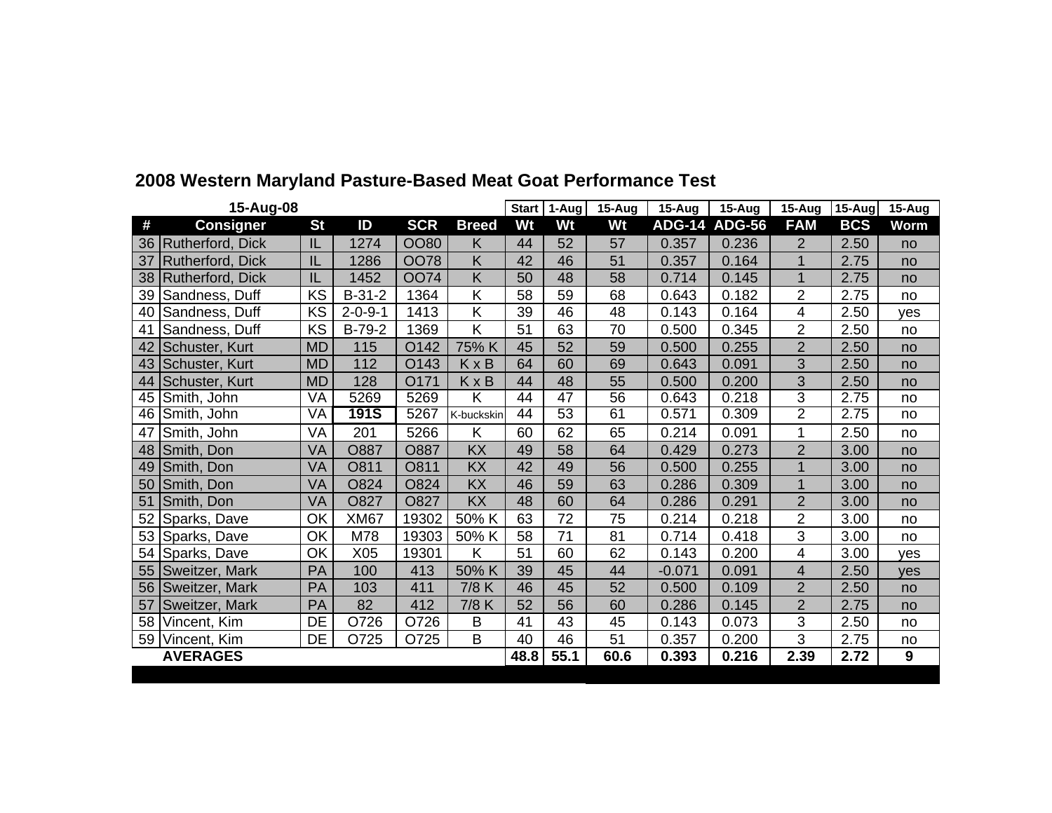## 2008 Western Maryland Pasture-Based Meat Goat Performance Test

| 15-Aug-08 | | | | | | Start | 1-Aug | 15-Aug | 15-Aug | 15-Aug | 15-Aug | 15-Aug | 15-Aug |
|---|---|---|---|---|---|---|---|---|---|---|---|---|---|
| # | Consigner | St | ID | SCR | Breed | Wt | Wt | Wt | ADG-14 | ADG-56 | FAM | BCS | Worm |
| 36 | Rutherford, Dick | IL | 1274 | OO80 | K | 44 | 52 | 57 | 0.357 | 0.236 | 2 | 2.50 | no |
| 37 | Rutherford, Dick | IL | 1286 | OO78 | K | 42 | 46 | 51 | 0.357 | 0.164 | 1 | 2.75 | no |
| 38 | Rutherford, Dick | IL | 1452 | OO74 | K | 50 | 48 | 58 | 0.714 | 0.145 | 1 | 2.75 | no |
| 39 | Sandness, Duff | KS | B-31-2 | 1364 | K | 58 | 59 | 68 | 0.643 | 0.182 | 2 | 2.75 | no |
| 40 | Sandness, Duff | KS | 2-0-9-1 | 1413 | K | 39 | 46 | 48 | 0.143 | 0.164 | 4 | 2.50 | yes |
| 41 | Sandness, Duff | KS | B-79-2 | 1369 | K | 51 | 63 | 70 | 0.500 | 0.345 | 2 | 2.50 | no |
| 42 | Schuster, Kurt | MD | 115 | O142 | 75% K | 45 | 52 | 59 | 0.500 | 0.255 | 2 | 2.50 | no |
| 43 | Schuster, Kurt | MD | 112 | O143 | K x B | 64 | 60 | 69 | 0.643 | 0.091 | 3 | 2.50 | no |
| 44 | Schuster, Kurt | MD | 128 | O171 | K x B | 44 | 48 | 55 | 0.500 | 0.200 | 3 | 2.50 | no |
| 45 | Smith, John | VA | 5269 | 5269 | K | 44 | 47 | 56 | 0.643 | 0.218 | 3 | 2.75 | no |
| 46 | Smith, John | VA | **191S** | 5267 | K-buckskin | 44 | 53 | 61 | 0.571 | 0.309 | 2 | 2.75 | no |
| 47 | Smith, John | VA | 201 | 5266 | K | 60 | 62 | 65 | 0.214 | 0.091 | 1 | 2.50 | no |
| 48 | Smith, Don | VA | O887 | O887 | KX | 49 | 58 | 64 | 0.429 | 0.273 | 2 | 3.00 | no |
| 49 | Smith, Don | VA | O811 | O811 | KX | 42 | 49 | 56 | 0.500 | 0.255 | 1 | 3.00 | no |
| 50 | Smith, Don | VA | O824 | O824 | KX | 46 | 59 | 63 | 0.286 | 0.309 | 1 | 3.00 | no |
| 51 | Smith, Don | VA | O827 | O827 | KX | 48 | 60 | 64 | 0.286 | 0.291 | 2 | 3.00 | no |
| 52 | Sparks, Dave | OK | XM67 | 19302 | 50% K | 63 | 72 | 75 | 0.214 | 0.218 | 2 | 3.00 | no |
| 53 | Sparks, Dave | OK | M78 | 19303 | 50% K | 58 | 71 | 81 | 0.714 | 0.418 | 3 | 3.00 | no |
| 54 | Sparks, Dave | OK | X05 | 19301 | K | 51 | 60 | 62 | 0.143 | 0.200 | 4 | 3.00 | yes |
| 55 | Sweitzer, Mark | PA | 100 | 413 | 50% K | 39 | 45 | 44 | -0.071 | 0.091 | 4 | 2.50 | yes |
| 56 | Sweitzer, Mark | PA | 103 | 411 | 7/8 K | 46 | 45 | 52 | 0.500 | 0.109 | 2 | 2.50 | no |
| 57 | Sweitzer, Mark | PA | 82 | 412 | 7/8 K | 52 | 56 | 60 | 0.286 | 0.145 | 2 | 2.75 | no |
| 58 | Vincent, Kim | DE | O726 | O726 | B | 41 | 43 | 45 | 0.143 | 0.073 | 3 | 2.50 | no |
| 59 | Vincent, Kim | DE | O725 | O725 | B | 40 | 46 | 51 | 0.357 | 0.200 | 3 | 2.75 | no |
| | **AVERAGES** | | | | | **48.8** | **55.1** | **60.6** | **0.393** | **0.216** | **2.39** | **2.72** | **9** |